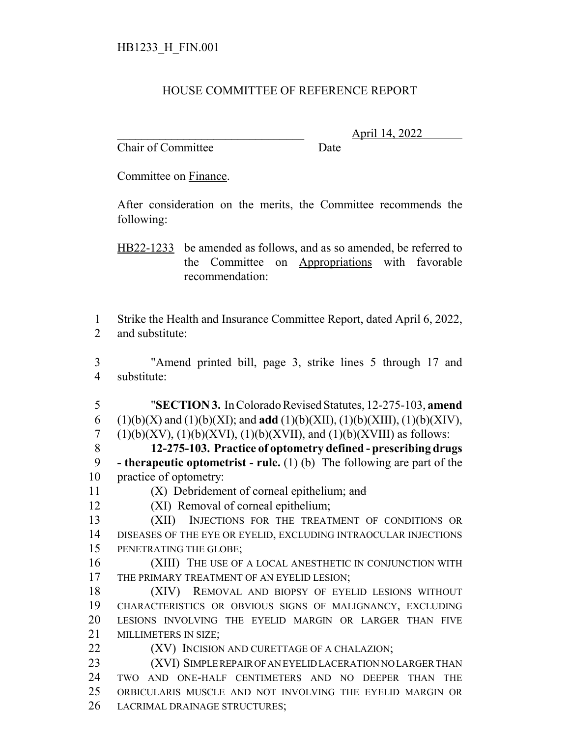HB1233_H_FIN.001

HOUSE COMMITTEE OF REFERENCE REPORT

________________________________ April 14, 2022
Chair of Committee Date

Committee on Finance.

After consideration on the merits, the Committee recommends the following:

HB22-1233 be amended as follows, and as so amended, be referred to the Committee on Appropriations with favorable recommendation:

1 Strike the Health and Insurance Committee Report, dated April 6, 2022,
2 and substitute:

3 "Amend printed bill, page 3, strike lines 5 through 17 and
4 substitute:

5 "**SECTION 3.** In Colorado Revised Statutes, 12-275-103, **amend**
6 (1)(b)(X) and (1)(b)(XI); and **add** (1)(b)(XII), (1)(b)(XIII), (1)(b)(XIV),
7 (1)(b)(XV), (1)(b)(XVI), (1)(b)(XVII), and (1)(b)(XVIII) as follows:

8 **12-275-103. Practice of optometry defined - prescribing drugs**
9 **- therapeutic optometrist - rule.** (1) (b) The following are part of the
10 practice of optometry:

11 (X) Debridement of corneal epithelium; ~~and~~

12 (XI) Removal of corneal epithelium;

13 (XII) INJECTIONS FOR THE TREATMENT OF CONDITIONS OR
14 DISEASES OF THE EYE OR EYELID, EXCLUDING INTRAOCULAR INJECTIONS
15 PENETRATING THE GLOBE;

16 (XIII) THE USE OF A LOCAL ANESTHETIC IN CONJUNCTION WITH
17 THE PRIMARY TREATMENT OF AN EYELID LESION;

18 (XIV) REMOVAL AND BIOPSY OF EYELID LESIONS WITHOUT
19 CHARACTERISTICS OR OBVIOUS SIGNS OF MALIGNANCY, EXCLUDING
20 LESIONS INVOLVING THE EYELID MARGIN OR LARGER THAN FIVE
21 MILLIMETERS IN SIZE;

22 (XV) INCISION AND CURETTAGE OF A CHALAZION;

23 (XVI) SIMPLE REPAIR OF AN EYELID LACERATION NO LARGER THAN
24 TWO AND ONE-HALF CENTIMETERS AND NO DEEPER THAN THE
25 ORBICULARIS MUSCLE AND NOT INVOLVING THE EYELID MARGIN OR
26 LACRIMAL DRAINAGE STRUCTURES;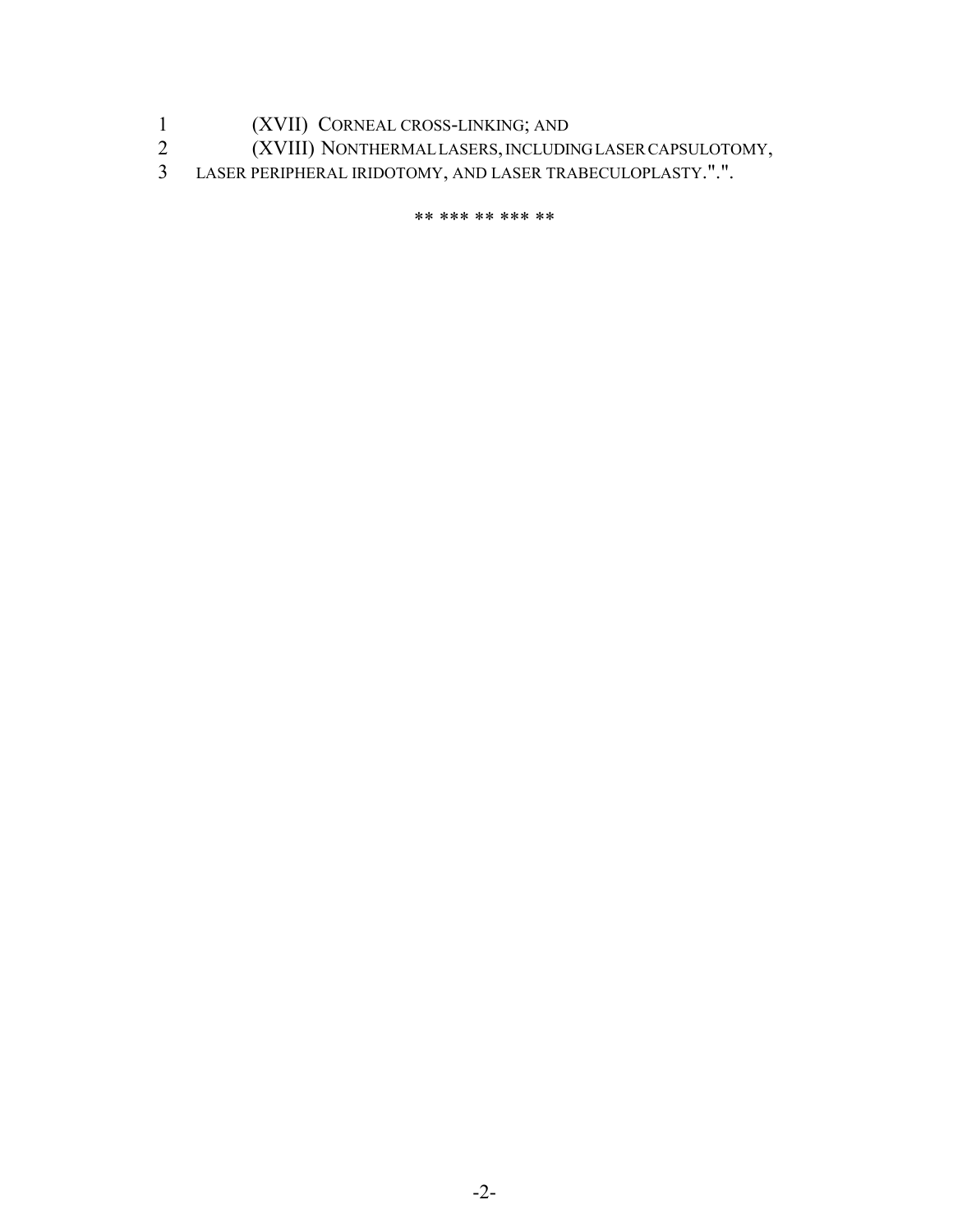1 (XVII) CORNEAL CROSS-LINKING; AND

2 (XVIII) NONTHERMAL LASERS, INCLUDING LASER CAPSULOTOMY,

3 LASER PERIPHERAL IRIDOTOMY, AND LASER TRABECULOPLASTY.".".

** *** ** *** **